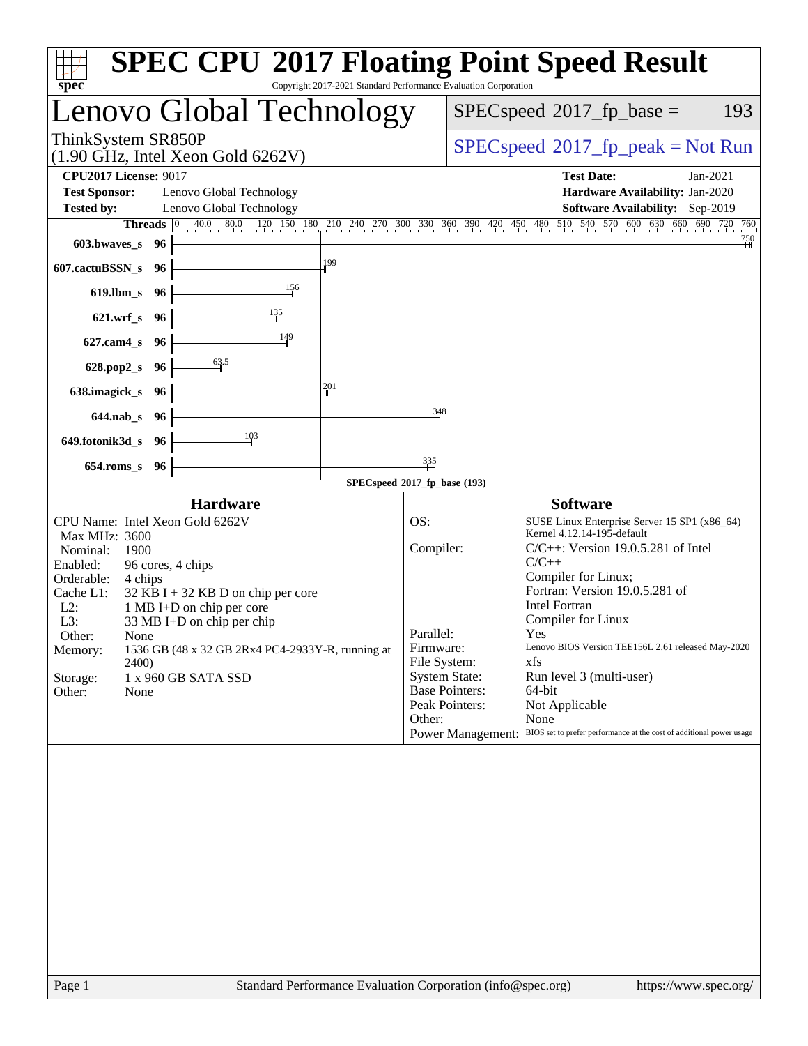# SPEC CPU 2017 Floating Point Speed Result

Copyright 2017-2021 Standard Performance Evaluation Corporation

## Lenovo Global Technology

ThinkSystem SR850P
(1.90 GHz, Intel Xeon Gold 6262V)

SPECspeed 2017_fp_base = 193

SPECspeed 2017_fp_peak = Not Run

**CPU2017 License:** 9017
**Test Sponsor:** Lenovo Global Technology
**Tested by:** Lenovo Global Technology

**Test Date:** Jan-2021
**Hardware Availability:** Jan-2020
**Software Availability:** Sep-2019

| Benchmark | Threads | Base Ratio |
|---|---|---|
| 603.bwaves_s | 96 | 750 |
| 607.cactuBSSN_s | 96 | 199 |
| 619.lbm_s | 96 | 156 |
| 621.wrf_s | 96 | 135 |
| 627.cam4_s | 96 | 149 |
| 628.pop2_s | 96 | 63.5 |
| 638.imagick_s | 96 | 201 |
| 644.nab_s | 96 | 348 |
| 649.fotonik3d_s | 96 | 103 |
| 654.roms_s | 96 | 335 |

SPECspeed 2017_fp_base (193)

### Hardware

| | |
|---|---|
| CPU Name: | Intel Xeon Gold 6262V |
| Max MHz: | 3600 |
| Nominal: | 1900 |
| Enabled: | 96 cores, 4 chips |
| Orderable: | 4 chips |
| Cache L1: | 32 KB I + 32 KB D on chip per core |
| L2: | 1 MB I+D on chip per core |
| L3: | 33 MB I+D on chip per chip |
| Other: | None |
| Memory: | 1536 GB (48 x 32 GB 2Rx4 PC4-2933Y-R, running at 2400) |
| Storage: | 1 x 960 GB SATA SSD |
| Other: | None |

### Software

| | |
|---|---|
| OS: | SUSE Linux Enterprise Server 15 SP1 (x86_64) Kernel 4.12.14-195-default |
| Compiler: | C/C++: Version 19.0.5.281 of Intel C/C++ Compiler for Linux; Fortran: Version 19.0.5.281 of Intel Fortran Compiler for Linux |
| Parallel: | Yes |
| Firmware: | Lenovo BIOS Version TEE156L 2.61 released May-2020 |
| File System: | xfs |
| System State: | Run level 3 (multi-user) |
| Base Pointers: | 64-bit |
| Peak Pointers: | Not Applicable |
| Other: | None |
| Power Management: | BIOS set to prefer performance at the cost of additional power usage |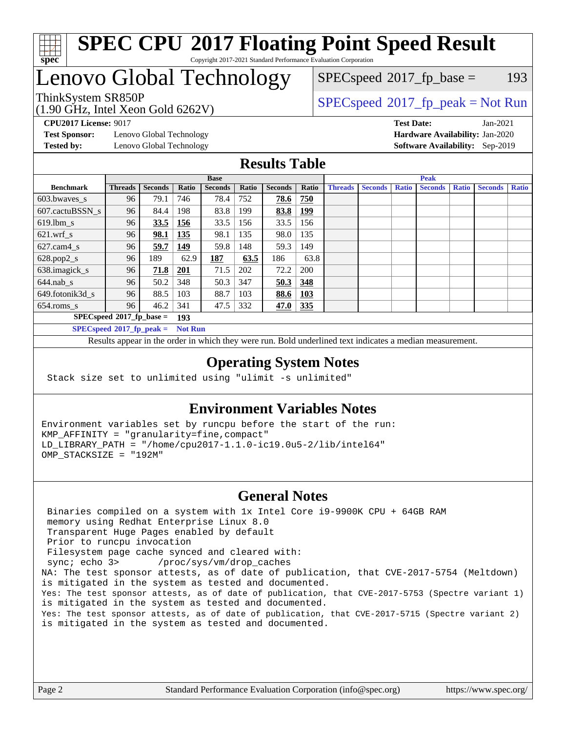# SPEC CPU 2017 Floating Point Speed Result

Copyright 2017-2021 Standard Performance Evaluation Corporation

## Lenovo Global Technology

ThinkSystem SR850P
(1.90 GHz, Intel Xeon Gold 6262V)

SPECspeed 2017_fp_base = 193

SPECspeed 2017_fp_peak = Not Run

**CPU2017 License:** 9017
**Test Sponsor:** Lenovo Global Technology
**Tested by:** Lenovo Global Technology

**Test Date:** Jan-2021
**Hardware Availability:** Jan-2020
**Software Availability:** Sep-2019

## Results Table

| | Base | | | | | | | Peak | | | | | | |
|---|---|---|---|---|---|---|---|---|---|---|---|---|---|---|
| Benchmark | Threads | Seconds | Ratio | Seconds | Ratio | Seconds | Ratio | Threads | Seconds | Ratio | Seconds | Ratio | Seconds | Ratio |
| 603.bwaves_s | 96 | 79.1 | 746 | 78.4 | 752 | **78.6** | **750** | | | | | | | |
| 607.cactuBSSN_s | 96 | 84.4 | 198 | 83.8 | 199 | **83.8** | **199** | | | | | | | |
| 619.lbm_s | 96 | **33.5** | **156** | 33.5 | 156 | 33.5 | 156 | | | | | | | |
| 621.wrf_s | 96 | **98.1** | **135** | 98.1 | 135 | 98.0 | 135 | | | | | | | |
| 627.cam4_s | 96 | **59.7** | **149** | 59.8 | 148 | 59.3 | 149 | | | | | | | |
| 628.pop2_s | 96 | 189 | 62.9 | **187** | **63.5** | 186 | 63.8 | | | | | | | |
| 638.imagick_s | 96 | **71.8** | **201** | 71.5 | 202 | 72.2 | 200 | | | | | | | |
| 644.nab_s | 96 | 50.2 | 348 | 50.3 | 347 | **50.3** | **348** | | | | | | | |
| 649.fotonik3d_s | 96 | 88.5 | 103 | 88.7 | 103 | **88.6** | **103** | | | | | | | |
| 654.roms_s | 96 | 46.2 | 341 | 47.5 | 332 | **47.0** | **335** | | | | | | | |

**SPECspeed 2017_fp_base = 193**

**SPECspeed 2017_fp_peak = Not Run**

Results appear in the order in which they were run. Bold underlined text indicates a median measurement.

## Operating System Notes

```
Stack size set to unlimited using "ulimit -s unlimited"
```

## Environment Variables Notes

```
Environment variables set by runcpu before the start of the run:
KMP_AFFINITY = "granularity=fine,compact"
LD_LIBRARY_PATH = "/home/cpu2017-1.1.0-ic19.0u5-2/lib/intel64"
OMP_STACKSIZE = "192M"
```

## General Notes

```
 Binaries compiled on a system with 1x Intel Core i9-9900K CPU + 64GB RAM
 memory using Redhat Enterprise Linux 8.0
 Transparent Huge Pages enabled by default
 Prior to runcpu invocation
 Filesystem page cache synced and cleared with:
 sync; echo 3>       /proc/sys/vm/drop_caches
NA: The test sponsor attests, as of date of publication, that CVE-2017-5754 (Meltdown)
is mitigated in the system as tested and documented.
Yes: The test sponsor attests, as of date of publication, that CVE-2017-5753 (Spectre variant 1)
is mitigated in the system as tested and documented.
Yes: The test sponsor attests, as of date of publication, that CVE-2017-5715 (Spectre variant 2)
is mitigated in the system as tested and documented.
```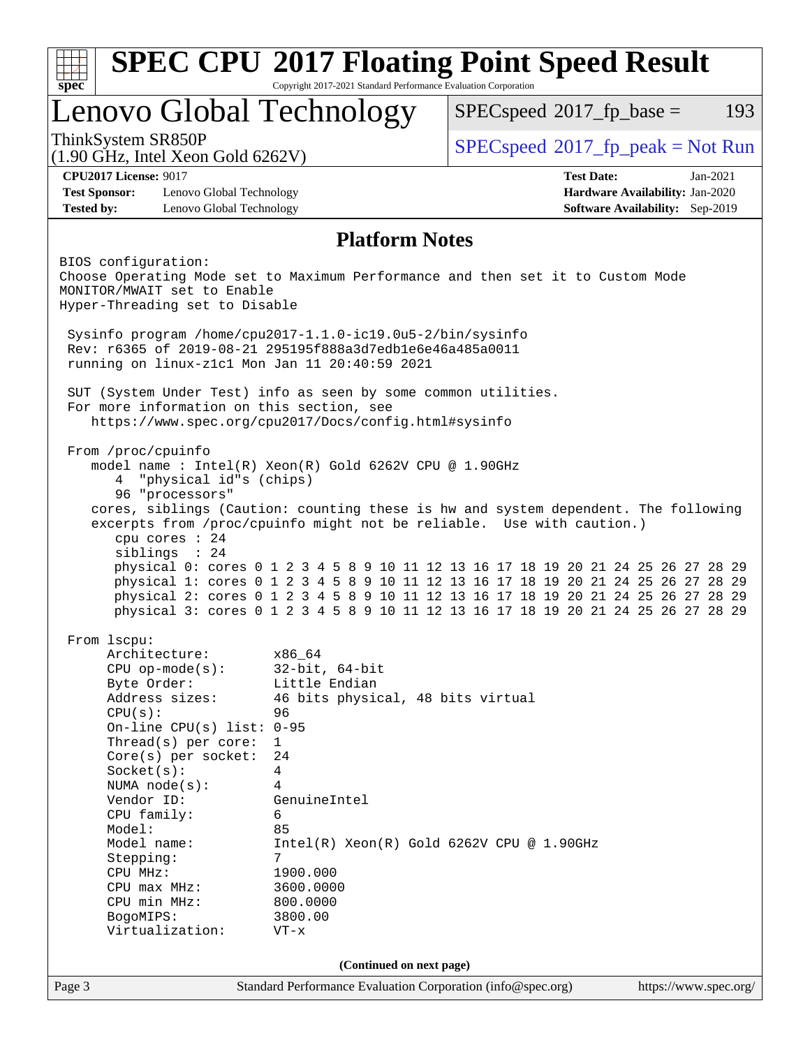# SPEC CPU 2017 Floating Point Speed Result

Copyright 2017-2021 Standard Performance Evaluation Corporation

## Lenovo Global Technology

ThinkSystem SR850P
(1.90 GHz, Intel Xeon Gold 6262V)

SPECspeed 2017_fp_base = 193

SPECspeed 2017_fp_peak = Not Run

**CPU2017 License:** 9017
**Test Sponsor:** Lenovo Global Technology
**Tested by:** Lenovo Global Technology

**Test Date:** Jan-2021
**Hardware Availability:** Jan-2020
**Software Availability:** Sep-2019

## Platform Notes

```
BIOS configuration:
Choose Operating Mode set to Maximum Performance and then set it to Custom Mode
MONITOR/MWAIT set to Enable
Hyper-Threading set to Disable

 Sysinfo program /home/cpu2017-1.1.0-ic19.0u5-2/bin/sysinfo
 Rev: r6365 of 2019-08-21 295195f888a3d7edb1e6e46a485a0011
 running on linux-z1c1 Mon Jan 11 20:40:59 2021

 SUT (System Under Test) info as seen by some common utilities.
 For more information on this section, see
    https://www.spec.org/cpu2017/Docs/config.html#sysinfo

 From /proc/cpuinfo
    model name : Intel(R) Xeon(R) Gold 6262V CPU @ 1.90GHz
       4  "physical id"s (chips)
       96 "processors"
    cores, siblings (Caution: counting these is hw and system dependent. The following
    excerpts from /proc/cpuinfo might not be reliable.  Use with caution.)
       cpu cores : 24
       siblings  : 24
       physical 0: cores 0 1 2 3 4 5 8 9 10 11 12 13 16 17 18 19 20 21 24 25 26 27 28 29
       physical 1: cores 0 1 2 3 4 5 8 9 10 11 12 13 16 17 18 19 20 21 24 25 26 27 28 29
       physical 2: cores 0 1 2 3 4 5 8 9 10 11 12 13 16 17 18 19 20 21 24 25 26 27 28 29
       physical 3: cores 0 1 2 3 4 5 8 9 10 11 12 13 16 17 18 19 20 21 24 25 26 27 28 29

 From lscpu:
      Architecture:        x86_64
      CPU op-mode(s):      32-bit, 64-bit
      Byte Order:          Little Endian
      Address sizes:       46 bits physical, 48 bits virtual
      CPU(s):              96
      On-line CPU(s) list: 0-95
      Thread(s) per core:  1
      Core(s) per socket:  24
      Socket(s):           4
      NUMA node(s):        4
      Vendor ID:           GenuineIntel
      CPU family:          6
      Model:               85
      Model name:          Intel(R) Xeon(R) Gold 6262V CPU @ 1.90GHz
      Stepping:            7
      CPU MHz:             1900.000
      CPU max MHz:         3600.0000
      CPU min MHz:         800.0000
      BogoMIPS:            3800.00
      Virtualization:      VT-x
```

**(Continued on next page)**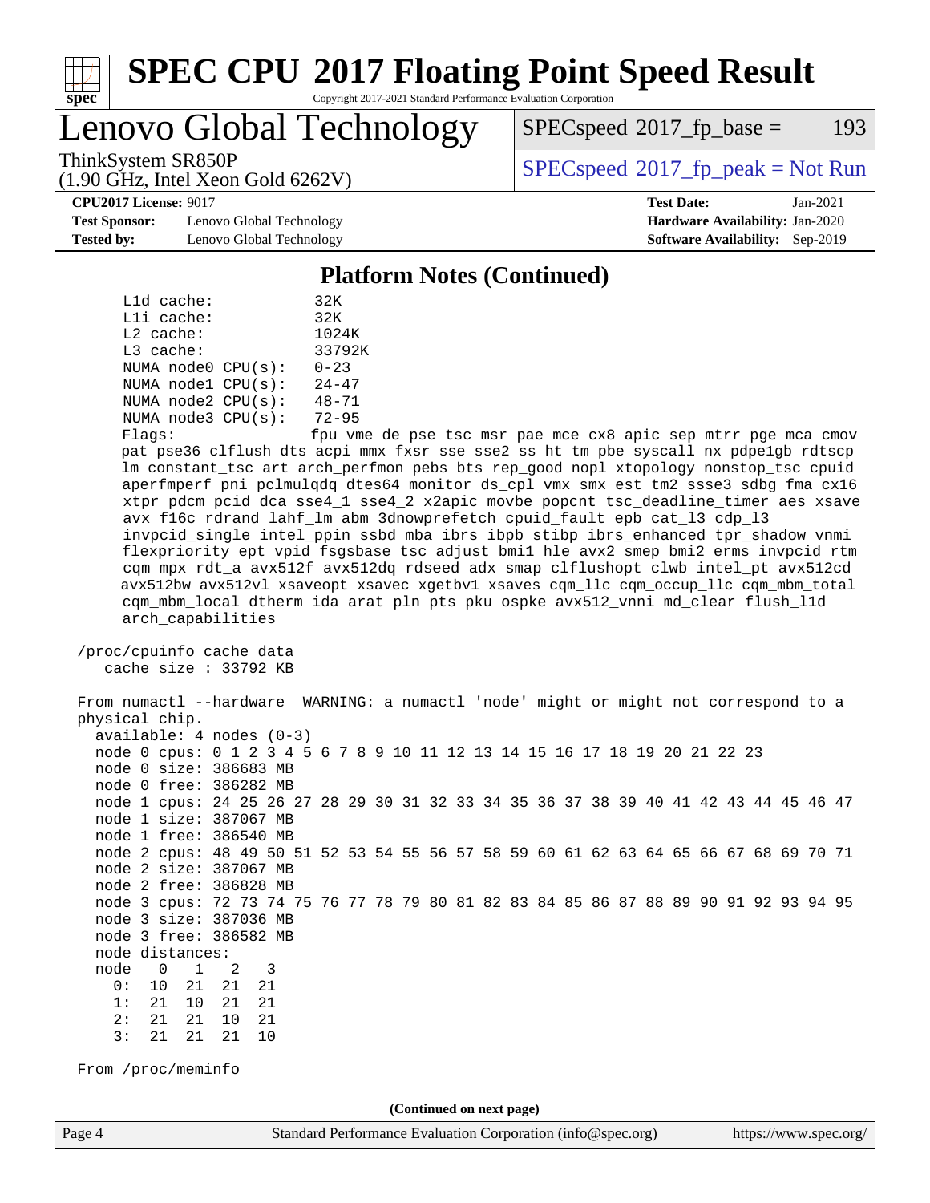# SPEC CPU 2017 Floating Point Speed Result

Copyright 2017-2021 Standard Performance Evaluation Corporation

## Lenovo Global Technology

ThinkSystem SR850P
(1.90 GHz, Intel Xeon Gold 6262V)

SPECspeed 2017_fp_base = 193

SPECspeed 2017_fp_peak = Not Run

**CPU2017 License:** 9017
**Test Sponsor:** Lenovo Global Technology
**Tested by:** Lenovo Global Technology

**Test Date:** Jan-2021
**Hardware Availability:** Jan-2020
**Software Availability:** Sep-2019

### Platform Notes (Continued)

```
    L1d cache:          32K
    L1i cache:          32K
    L2 cache:           1024K
    L3 cache:           33792K
    NUMA node0 CPU(s):  0-23
    NUMA node1 CPU(s):  24-47
    NUMA node2 CPU(s):  48-71
    NUMA node3 CPU(s):  72-95
    Flags:              fpu vme de pse tsc msr pae mce cx8 apic sep mtrr pge mca cmov
    pat pse36 clflush dts acpi mmx fxsr sse sse2 ss ht tm pbe syscall nx pdpe1gb rdtscp
    lm constant_tsc art arch_perfmon pebs bts rep_good nopl xtopology nonstop_tsc cpuid
    aperfmperf pni pclmulqdq dtes64 monitor ds_cpl vmx smx est tm2 ssse3 sdbg fma cx16
    xtpr pdcm pcid dca sse4_1 sse4_2 x2apic movbe popcnt tsc_deadline_timer aes xsave
    avx f16c rdrand lahf_lm abm 3dnowprefetch cpuid_fault epb cat_l3 cdp_l3
    invpcid_single intel_ppin ssbd mba ibrs ibpb stibp ibrs_enhanced tpr_shadow vnmi
    flexpriority ept vpid fsgsbase tsc_adjust bmi1 hle avx2 smep bmi2 erms invpcid rtm
    cqm mpx rdt_a avx512f avx512dq rdseed adx smap clflushopt clwb intel_pt avx512cd
    avx512bw avx512vl xsaveopt xsavec xgetbv1 xsaves cqm_llc cqm_occup_llc cqm_mbm_total
    cqm_mbm_local dtherm ida arat pln pts pku ospke avx512_vnni md_clear flush_l1d
    arch_capabilities

/proc/cpuinfo cache data
   cache size : 33792 KB

From numactl --hardware  WARNING: a numactl 'node' might or might not correspond to a
physical chip.
  available: 4 nodes (0-3)
  node 0 cpus: 0 1 2 3 4 5 6 7 8 9 10 11 12 13 14 15 16 17 18 19 20 21 22 23
  node 0 size: 386683 MB
  node 0 free: 386282 MB
  node 1 cpus: 24 25 26 27 28 29 30 31 32 33 34 35 36 37 38 39 40 41 42 43 44 45 46 47
  node 1 size: 387067 MB
  node 1 free: 386540 MB
  node 2 cpus: 48 49 50 51 52 53 54 55 56 57 58 59 60 61 62 63 64 65 66 67 68 69 70 71
  node 2 size: 387067 MB
  node 2 free: 386828 MB
  node 3 cpus: 72 73 74 75 76 77 78 79 80 81 82 83 84 85 86 87 88 89 90 91 92 93 94 95
  node 3 size: 387036 MB
  node 3 free: 386582 MB
  node distances:
  node   0   1   2   3
    0:  10  21  21  21
    1:  21  10  21  21
    2:  21  21  10  21
    3:  21  21  21  10

From /proc/meminfo
```

(Continued on next page)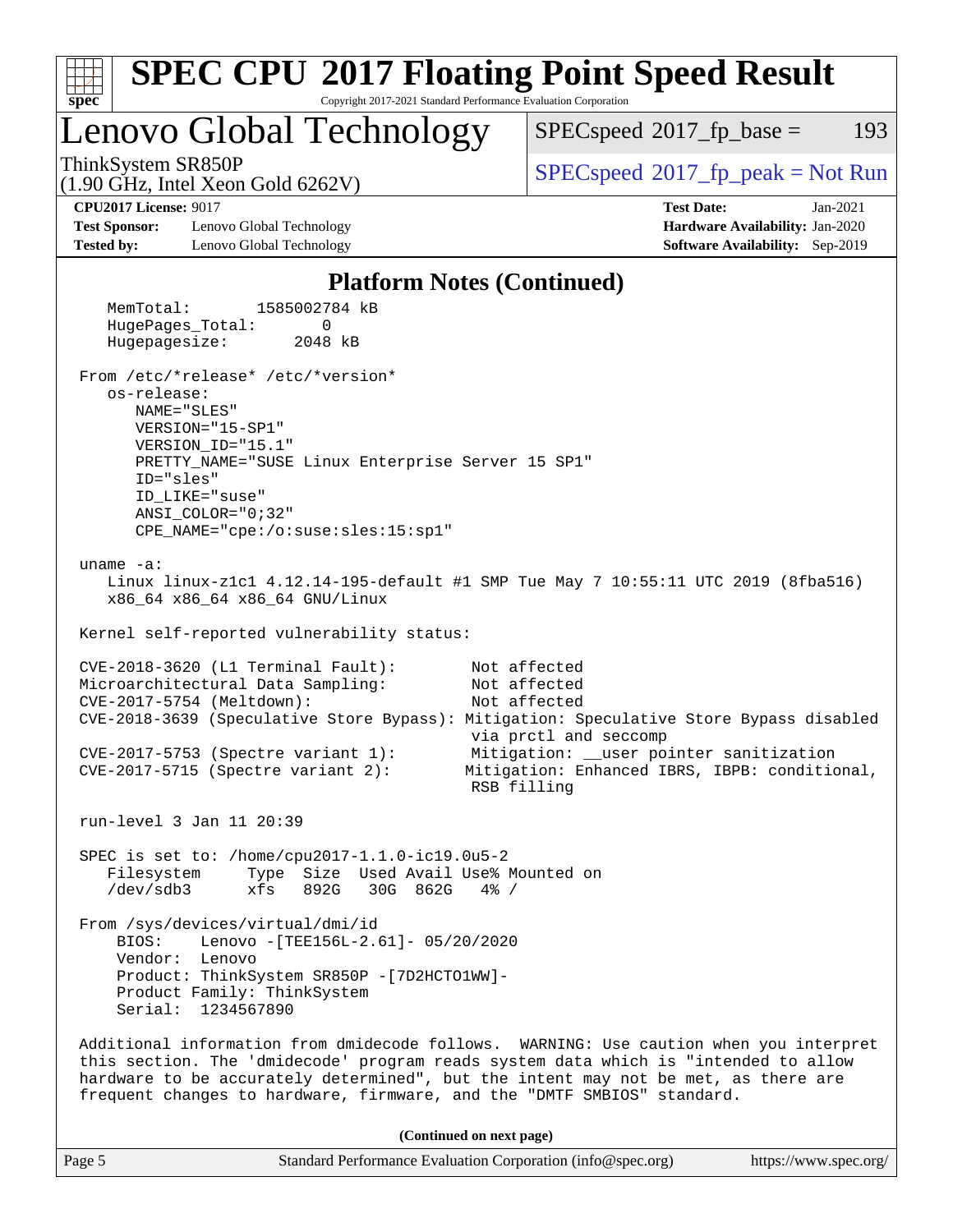## Platform Notes (Continued)

```
   MemTotal:       1585002784 kB
   HugePages_Total:       0
   Hugepagesize:       2048 kB

 From /etc/*release* /etc/*version*
   os-release:
      NAME="SLES"
      VERSION="15-SP1"
      VERSION_ID="15.1"
      PRETTY_NAME="SUSE Linux Enterprise Server 15 SP1"
      ID="sles"
      ID_LIKE="suse"
      ANSI_COLOR="0;32"
      CPE_NAME="cpe:/o:suse:sles:15:sp1"

 uname -a:
   Linux linux-z1c1 4.12.14-195-default #1 SMP Tue May 7 10:55:11 UTC 2019 (8fba516)
   x86_64 x86_64 x86_64 GNU/Linux

 Kernel self-reported vulnerability status:

 CVE-2018-3620 (L1 Terminal Fault):        Not affected
 Microarchitectural Data Sampling:         Not affected
 CVE-2017-5754 (Meltdown):                 Not affected
 CVE-2018-3639 (Speculative Store Bypass): Mitigation: Speculative Store Bypass disabled
                                           via prctl and seccomp
 CVE-2017-5753 (Spectre variant 1):        Mitigation: __user pointer sanitization
 CVE-2017-5715 (Spectre variant 2):       Mitigation: Enhanced IBRS, IBPB: conditional,
                                           RSB filling

 run-level 3 Jan 11 20:39

 SPEC is set to: /home/cpu2017-1.1.0-ic19.0u5-2
   Filesystem     Type  Size  Used Avail Use% Mounted on
   /dev/sdb3      xfs   892G   30G  862G   4% /

 From /sys/devices/virtual/dmi/id
     BIOS:    Lenovo -[TEE156L-2.61]- 05/20/2020
     Vendor:  Lenovo
     Product: ThinkSystem SR850P -[7D2HCTO1WW]-
     Product Family: ThinkSystem
     Serial:  1234567890

 Additional information from dmidecode follows.  WARNING: Use caution when you interpret
 this section. The 'dmidecode' program reads system data which is "intended to allow
 hardware to be accurately determined", but the intent may not be met, as there are
 frequent changes to hardware, firmware, and the "DMTF SMBIOS" standard.
```

**(Continued on next page)**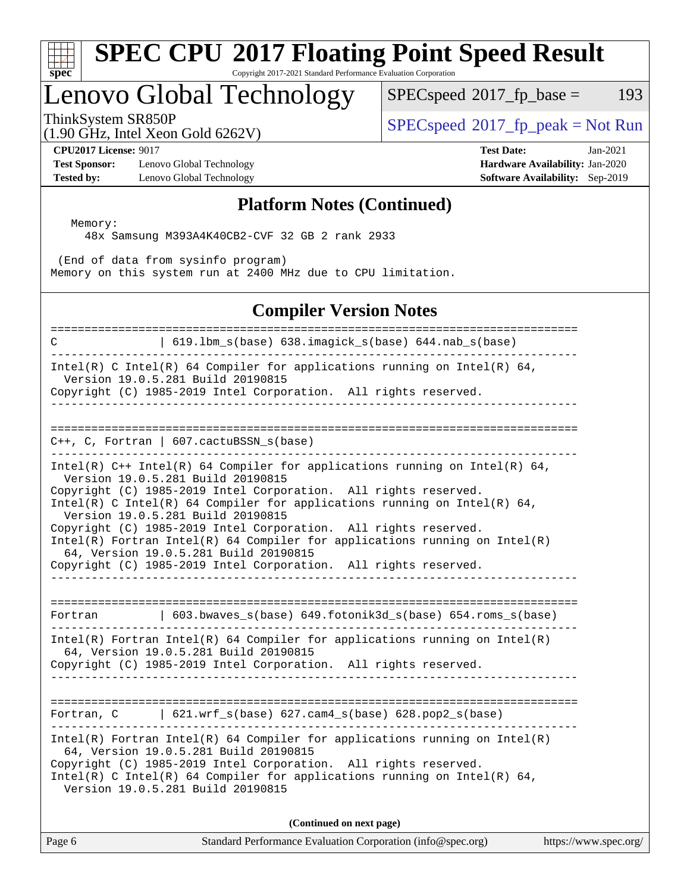# SPEC CPU 2017 Floating Point Speed Result

Copyright 2017-2021 Standard Performance Evaluation Corporation

## Lenovo Global Technology

ThinkSystem SR850P
(1.90 GHz, Intel Xeon Gold 6262V)

SPECspeed 2017_fp_base = 193

SPECspeed 2017_fp_peak = Not Run

**CPU2017 License:** 9017
**Test Sponsor:** Lenovo Global Technology
**Tested by:** Lenovo Global Technology

**Test Date:** Jan-2021
**Hardware Availability:** Jan-2020
**Software Availability:** Sep-2019

## Platform Notes (Continued)

```
  Memory:
    48x Samsung M393A4K40CB2-CVF 32 GB 2 rank 2933

 (End of data from sysinfo program)
Memory on this system run at 2400 MHz due to CPU limitation.
```

## Compiler Version Notes

```
==============================================================================
C              | 619.lbm_s(base) 638.imagick_s(base) 644.nab_s(base)
------------------------------------------------------------------------------
Intel(R) C Intel(R) 64 Compiler for applications running on Intel(R) 64,
  Version 19.0.5.281 Build 20190815
Copyright (C) 1985-2019 Intel Corporation.  All rights reserved.
------------------------------------------------------------------------------

==============================================================================
C++, C, Fortran | 607.cactuBSSN_s(base)
------------------------------------------------------------------------------
Intel(R) C++ Intel(R) 64 Compiler for applications running on Intel(R) 64,
  Version 19.0.5.281 Build 20190815
Copyright (C) 1985-2019 Intel Corporation.  All rights reserved.
Intel(R) C Intel(R) 64 Compiler for applications running on Intel(R) 64,
  Version 19.0.5.281 Build 20190815
Copyright (C) 1985-2019 Intel Corporation.  All rights reserved.
Intel(R) Fortran Intel(R) 64 Compiler for applications running on Intel(R)
  64, Version 19.0.5.281 Build 20190815
Copyright (C) 1985-2019 Intel Corporation.  All rights reserved.
------------------------------------------------------------------------------

==============================================================================
Fortran        | 603.bwaves_s(base) 649.fotonik3d_s(base) 654.roms_s(base)
------------------------------------------------------------------------------
Intel(R) Fortran Intel(R) 64 Compiler for applications running on Intel(R)
  64, Version 19.0.5.281 Build 20190815
Copyright (C) 1985-2019 Intel Corporation.  All rights reserved.
------------------------------------------------------------------------------

==============================================================================
Fortran, C     | 621.wrf_s(base) 627.cam4_s(base) 628.pop2_s(base)
------------------------------------------------------------------------------
Intel(R) Fortran Intel(R) 64 Compiler for applications running on Intel(R)
  64, Version 19.0.5.281 Build 20190815
Copyright (C) 1985-2019 Intel Corporation.  All rights reserved.
Intel(R) C Intel(R) 64 Compiler for applications running on Intel(R) 64,
  Version 19.0.5.281 Build 20190815
```

**(Continued on next page)**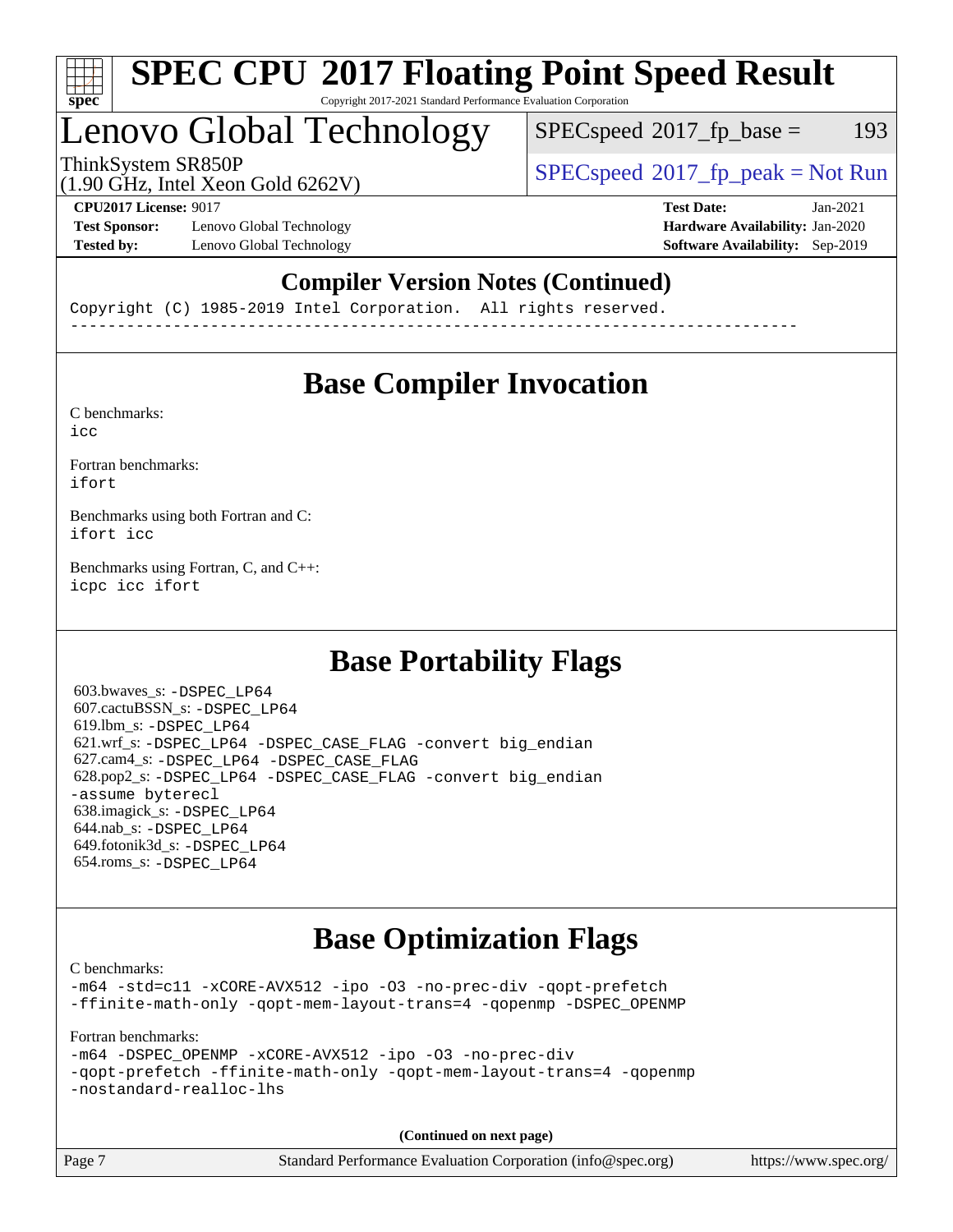## Compiler Version Notes (Continued)

```
Copyright (C) 1985-2019 Intel Corporation.  All rights reserved.
------------------------------------------------------------------------------
```

## Base Compiler Invocation

C benchmarks:
`icc`

Fortran benchmarks:
`ifort`

Benchmarks using both Fortran and C:
`ifort icc`

Benchmarks using Fortran, C, and C++:
`icpc icc ifort`

## Base Portability Flags

603.bwaves_s: `-DSPEC_LP64`
607.cactuBSSN_s: `-DSPEC_LP64`
619.lbm_s: `-DSPEC_LP64`
621.wrf_s: `-DSPEC_LP64 -DSPEC_CASE_FLAG -convert big_endian`
627.cam4_s: `-DSPEC_LP64 -DSPEC_CASE_FLAG`
628.pop2_s: `-DSPEC_LP64 -DSPEC_CASE_FLAG -convert big_endian -assume byterecl`
638.imagick_s: `-DSPEC_LP64`
644.nab_s: `-DSPEC_LP64`
649.fotonik3d_s: `-DSPEC_LP64`
654.roms_s: `-DSPEC_LP64`

## Base Optimization Flags

C benchmarks:
`-m64 -std=c11 -xCORE-AVX512 -ipo -O3 -no-prec-div -qopt-prefetch -ffinite-math-only -qopt-mem-layout-trans=4 -qopenmp -DSPEC_OPENMP`

Fortran benchmarks:
`-m64 -DSPEC_OPENMP -xCORE-AVX512 -ipo -O3 -no-prec-div -qopt-prefetch -ffinite-math-only -qopt-mem-layout-trans=4 -qopenmp -nostandard-realloc-lhs`

**(Continued on next page)**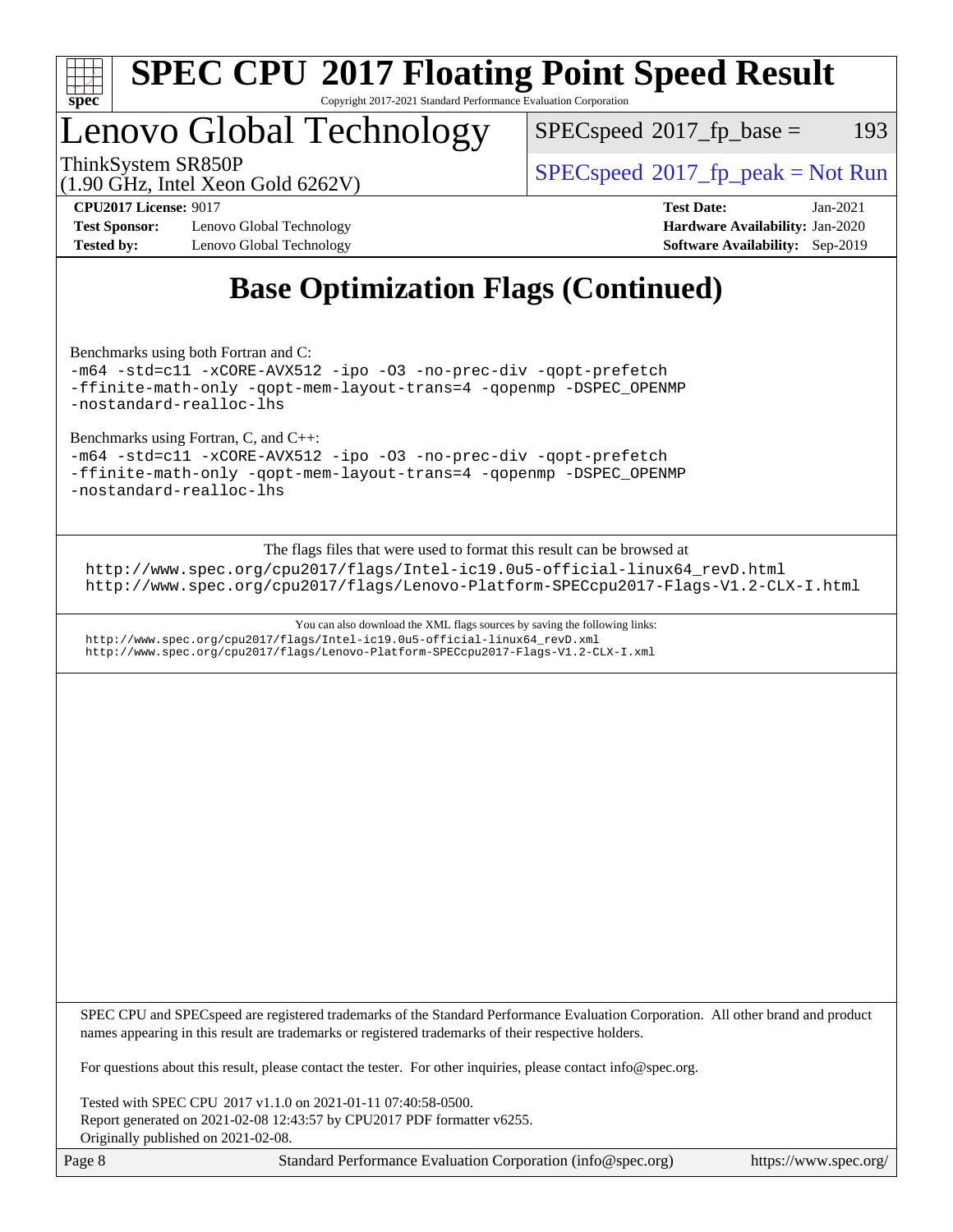# Base Optimization Flags (Continued)

Benchmarks using both Fortran and C:

```
-m64 -std=c11 -xCORE-AVX512 -ipo -O3 -no-prec-div -qopt-prefetch
-ffinite-math-only -qopt-mem-layout-trans=4 -qopenmp -DSPEC_OPENMP
-nostandard-realloc-lhs
```

Benchmarks using Fortran, C, and C++:

```
-m64 -std=c11 -xCORE-AVX512 -ipo -O3 -no-prec-div -qopt-prefetch
-ffinite-math-only -qopt-mem-layout-trans=4 -qopenmp -DSPEC_OPENMP
-nostandard-realloc-lhs
```

The flags files that were used to format this result can be browsed at
http://www.spec.org/cpu2017/flags/Intel-ic19.0u5-official-linux64_revD.html
http://www.spec.org/cpu2017/flags/Lenovo-Platform-SPECcpu2017-Flags-V1.2-CLX-I.html

You can also download the XML flags sources by saving the following links:
http://www.spec.org/cpu2017/flags/Intel-ic19.0u5-official-linux64_revD.xml
http://www.spec.org/cpu2017/flags/Lenovo-Platform-SPECcpu2017-Flags-V1.2-CLX-I.xml

SPEC CPU and SPECspeed are registered trademarks of the Standard Performance Evaluation Corporation. All other brand and product names appearing in this result are trademarks or registered trademarks of their respective holders.

For questions about this result, please contact the tester. For other inquiries, please contact info@spec.org.

Tested with SPEC CPU 2017 v1.1.0 on 2021-01-11 07:40:58-0500.
Report generated on 2021-02-08 12:43:57 by CPU2017 PDF formatter v6255.
Originally published on 2021-02-08.